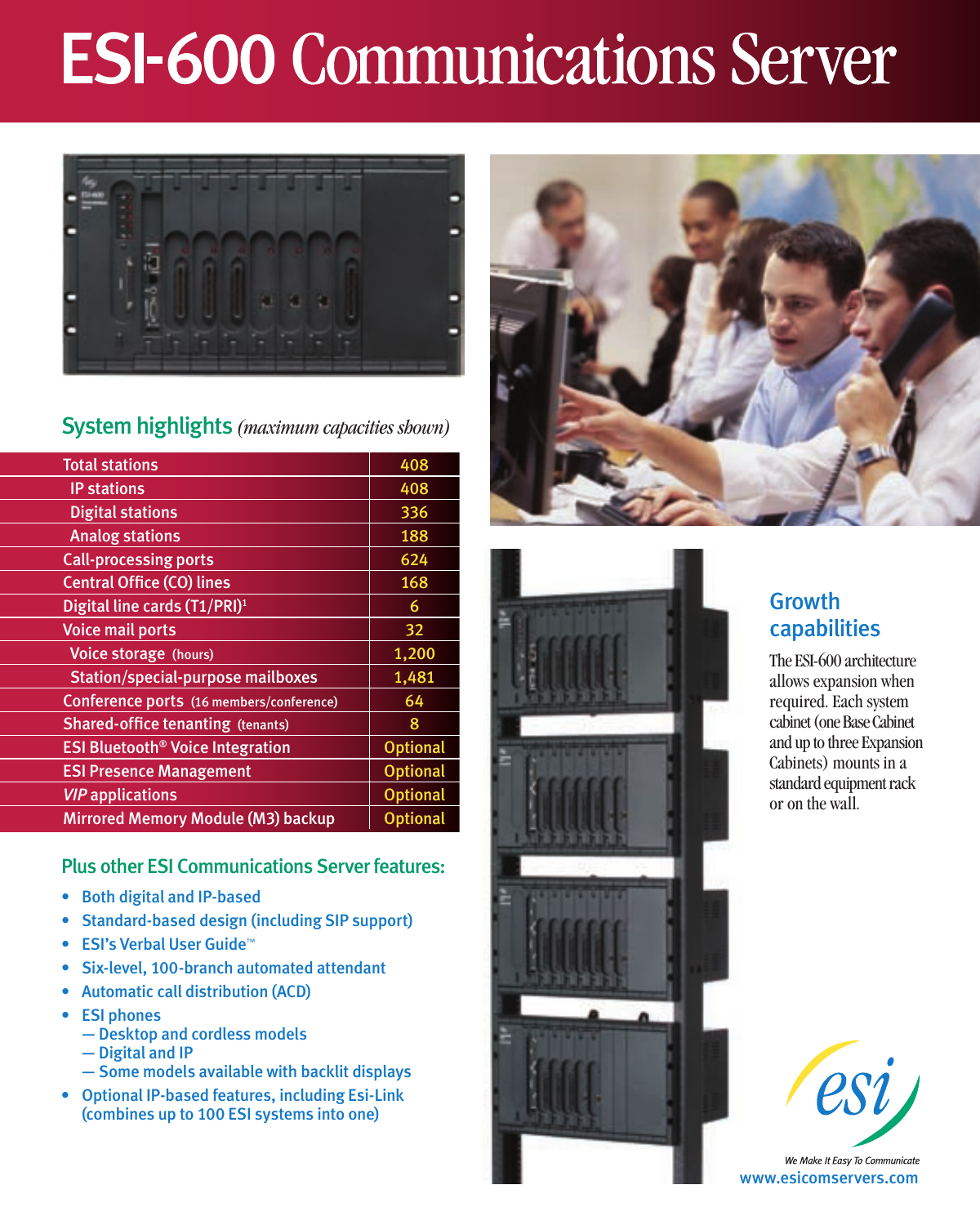# ESI-600 Communications Server

## System highlights *(maximum capacities shown)*

| Feature | Capacity |
|---|---|
| Total stations | 408 |
| IP stations | 408 |
| Digital stations | 336 |
| Analog stations | 188 |
| Call-processing ports | 624 |
| Central Office (CO) lines | 168 |
| Digital line cards (T1/PRI)[1] | 6 |
| Voice mail ports | 32 |
| Voice storage (hours) | 1,200 |
| Station/special-purpose mailboxes | 1,481 |
| Conference ports (16 members/conference) | 64 |
| Shared-office tenanting (tenants) | 8 |
| ESI Bluetooth® Voice Integration | Optional |
| ESI Presence Management | Optional |
| *VIP* applications | Optional |
| Mirrored Memory Module (M3) backup | Optional |

## Plus other ESI Communications Server features:

- Both digital and IP-based
- Standard-based design (including SIP support)
- ESI's Verbal User Guide™
- Six-level, 100-branch automated attendant
- Automatic call distribution (ACD)
- ESI phones
  - — Desktop and cordless models
  - — Digital and IP
  - — Some models available with backlit displays
- Optional IP-based features, including Esi-Link (combines up to 100 ESI systems into one)

## Growth capabilities

The ESI-600 architecture allows expansion when required. Each system cabinet (one Base Cabinet and up to three Expansion Cabinets) mounts in a standard equipment rack or on the wall.

esi

*We Make It Easy To Communicate*

www.esicomservers.com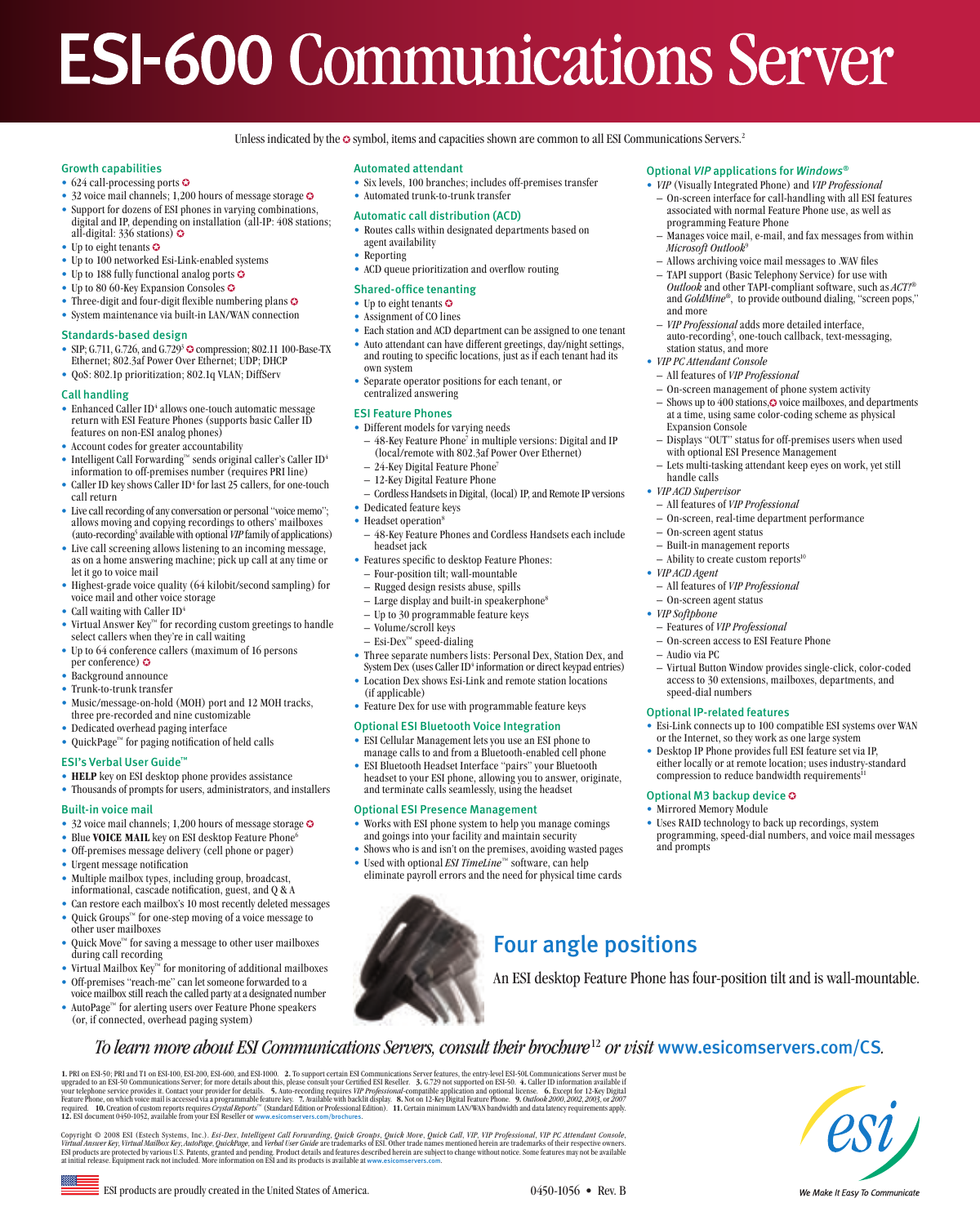# ESI-600 Communications Server

Unless indicated by the ✪ symbol, items and capacities shown are common to all ESI Communications Servers.[2]

## Growth capabilities

- 624 call-processing ports ✪
- 32 voice mail channels; 1,200 hours of message storage ✪
- Support for dozens of ESI phones in varying combinations, digital and IP, depending on installation (all-IP: 408 stations; all-digital: 336 stations) ✪
- Up to eight tenants ✪
- Up to 100 networked Esi-Link-enabled systems
- Up to 188 fully functional analog ports ✪
- Up to 80 60-Key Expansion Consoles ✪
- Three-digit and four-digit flexible numbering plans ✪
- System maintenance via built-in LAN/WAN connection

## Standards-based design

- SIP; G.711, G.726, and G.729[3] ✪ compression; 802.11 100-Base-TX Ethernet; 802.3af Power Over Ethernet; UDP; DHCP
- QoS: 802.1p prioritization; 802.1q VLAN; DiffServ

## Call handling

- Enhanced Caller ID[4] allows one-touch automatic message return with ESI Feature Phones (supports basic Caller ID features on non-ESI analog phones)
- Account codes for greater accountability
- Intelligent Call Forwarding™ sends original caller's Caller ID[4] information to off-premises number (requires PRI line)
- Caller ID key shows Caller ID[4] for last 25 callers, for one-touch call return
- Live call recording of any conversation or personal "voice memo"; allows moving and copying recordings to others' mailboxes (auto-recording[5] available with optional *VIP* family of applications)
- Live call screening allows listening to an incoming message, as on a home answering machine; pick up call at any time or let it go to voice mail
- Highest-grade voice quality (64 kilobit/second sampling) for voice mail and other voice storage
- Call waiting with Caller ID[4]
- Virtual Answer Key™ for recording custom greetings to handle select callers when they're in call waiting
- Up to 64 conference callers (maximum of 16 persons per conference) ✪
- Background announce
- Trunk-to-trunk transfer
- Music/message-on-hold (MOH) port and 12 MOH tracks, three pre-recorded and nine customizable
- Dedicated overhead paging interface
- QuickPage™ for paging notification of held calls

## ESI's Verbal User Guide™

- **HELP** key on ESI desktop phone provides assistance
- Thousands of prompts for users, administrators, and installers

## Built-in voice mail

- 32 voice mail channels; 1,200 hours of message storage ✪
- Blue **VOICE MAIL** key on ESI desktop Feature Phone[6]
- Off-premises message delivery (cell phone or pager)
- Urgent message notification
- Multiple mailbox types, including group, broadcast, informational, cascade notification, guest, and Q & A
- Can restore each mailbox's 10 most recently deleted messages
- Quick Groups™ for one-step moving of a voice message to other user mailboxes
- Quick Move™ for saving a message to other user mailboxes during call recording
- Virtual Mailbox Key™ for monitoring of additional mailboxes
- Off-premises "reach-me" can let someone forwarded to a voice mailbox still reach the called party at a designated number
- AutoPage™ for alerting users over Feature Phone speakers (or, if connected, overhead paging system)

## Automated attendant

- Six levels, 100 branches; includes off-premises transfer
- Automated trunk-to-trunk transfer

## Automatic call distribution (ACD)

- Routes calls within designated departments based on agent availability
- Reporting
- ACD queue prioritization and overflow routing

## Shared-office tenanting

- Up to eight tenants ✪
- Assignment of CO lines
- Each station and ACD department can be assigned to one tenant
- Auto attendant can have different greetings, day/night settings, and routing to specific locations, just as if each tenant had its own system
- Separate operator positions for each tenant, or centralized answering

## ESI Feature Phones

- Different models for varying needs
  - 48-Key Feature Phone[7] in multiple versions: Digital and IP (local/remote with 802.3af Power Over Ethernet)
  - 24-Key Digital Feature Phone[7]
  - 12-Key Digital Feature Phone
  - Cordless Handsets in Digital, (local) IP, and Remote IP versions
- Dedicated feature keys
- Headset operation[8]
  - 48-Key Feature Phones and Cordless Handsets each include headset jack
- Features specific to desktop Feature Phones:
  - Four-position tilt; wall-mountable
  - Rugged design resists abuse, spills
  - Large display and built-in speakerphone[8]
  - Up to 30 programmable feature keys
  - Volume/scroll keys
  - Esi-Dex™ speed-dialing
- Three separate numbers lists: Personal Dex, Station Dex, and System Dex (uses Caller ID[4] information or direct keypad entries)
- Location Dex shows Esi-Link and remote station locations (if applicable)
- Feature Dex for use with programmable feature keys

## Optional ESI Bluetooth Voice Integration

- ESI Cellular Management lets you use an ESI phone to manage calls to and from a Bluetooth-enabled cell phone
- ESI Bluetooth Headset Interface "pairs" your Bluetooth headset to your ESI phone, allowing you to answer, originate, and terminate calls seamlessly, using the headset

## Optional ESI Presence Management

- Works with ESI phone system to help you manage comings and goings into your facility and maintain security
- Shows who is and isn't on the premises, avoiding wasted pages
- Used with optional *ESI TimeLine*™ software, can help eliminate payroll errors and the need for physical time cards

## Optional *VIP* applications for *Windows*®

- *VIP* (Visually Integrated Phone) and *VIP Professional*
  - On-screen interface for call-handling with all ESI features associated with normal Feature Phone use, as well as programming Feature Phone
  - Manages voice mail, e-mail, and fax messages from within *Microsoft Outlook*[9]
  - Allows archiving voice mail messages to .WAV files
  - TAPI support (Basic Telephony Service) for use with *Outlook* and other TAPI-compliant software, such as *ACT!*® and *GoldMine*®, to provide outbound dialing, "screen pops," and more
  - *VIP Professional* adds more detailed interface, auto-recording[5], one-touch callback, text-messaging, station status, and more
- *VIP PC Attendant Console*
  - All features of *VIP Professional*
  - On-screen management of phone system activity
  - Shows up to 400 stations,✪ voice mailboxes, and departments at a time, using same color-coding scheme as physical Expansion Console
  - Displays "OUT" status for off-premises users when used with optional ESI Presence Management
  - Lets multi-tasking attendant keep eyes on work, yet still handle calls
- *VIP ACD Supervisor*
  - All features of *VIP Professional*
  - On-screen, real-time department performance
  - On-screen agent status
  - Built-in management reports
  - Ability to create custom reports[10]
- *VIP ACD Agent*
  - All features of *VIP Professional*
  - On-screen agent status
- *VIP Softphone*
  - Features of *VIP Professional*
  - On-screen access to ESI Feature Phone
  - Audio via PC
  - Virtual Button Window provides single-click, color-coded access to 30 extensions, mailboxes, departments, and speed-dial numbers

## Optional IP-related features

- Esi-Link connects up to 100 compatible ESI systems over WAN or the Internet, so they work as one large system
- Desktop IP Phone provides full ESI feature set via IP, either locally or at remote location; uses industry-standard compression to reduce bandwidth requirements[11]

## Optional M3 backup device ✪

- Mirrored Memory Module
- Uses RAID technology to back up recordings, system programming, speed-dial numbers, and voice mail messages and prompts

## Four angle positions

An ESI desktop Feature Phone has four-position tilt and is wall-mountable.

*To learn more about ESI Communications Servers, consult their brochure[12] or visit* www.esicomservers.com/CS.

**1.** PRI on ESI-50; PRI and T1 on ESI-100, ESI-200, ESI-600, and ESI-1000. **2.** To support certain ESI Communications Server features, the entry-level ESI-50L Communications Server must be upgraded to an ESI-50 Communications Server; for more details about this, please consult your Certified ESI Reseller. **3.** G.729 not supported on ESI-50. **4.** Caller ID information available if your telephone service provides it. Contact your provider for details. **5.** Auto-recording requires *VIP Professional*-compatible application and optional license. **6.** Except for 12-Key Digital Feature Phone, on which voice mail is accessed via a programmable feature key. **7.** Available with backlit display. **8.** Not on 12-Key Digital Feature Phone. **9.** *Outlook 2000, 2002, 2003*, or *2007* required. **10.** Creation of custom reports requires *Crystal Reports*™ (Standard Edition or Professional Edition). **11.** Certain minimum LAN/WAN bandwidth and data latency requirements apply. **12.** ESI document 0450-1052, available from your ESI Reseller or www.esicomservers.com/brochures.

Copyright © 2008 ESI (Estech Systems, Inc.). *Esi-Dex, Intelligent Call Forwarding, Quick Groups, Quick Move, Quick Call, VIP, VIP Professional, VIP PC Attendant Console, Virtual Answer Key, Virtual Mailbox Key, AutoPage, QuickPage*, and *Verbal User Guide* are trademarks of ESI. Other trade names mentioned herein are trademarks of their respective owners. ESI products are protected by various U.S. Patents, granted and pending. Product details and features described herein are subject to change without notice. Some features may not be available at initial release. Equipment rack not included. More information on ESI and its products is available at www.esicomservers.com.

ESI products are proudly created in the United States of America.

0450-1056 • Rev. B

We Make It Easy To Communicate